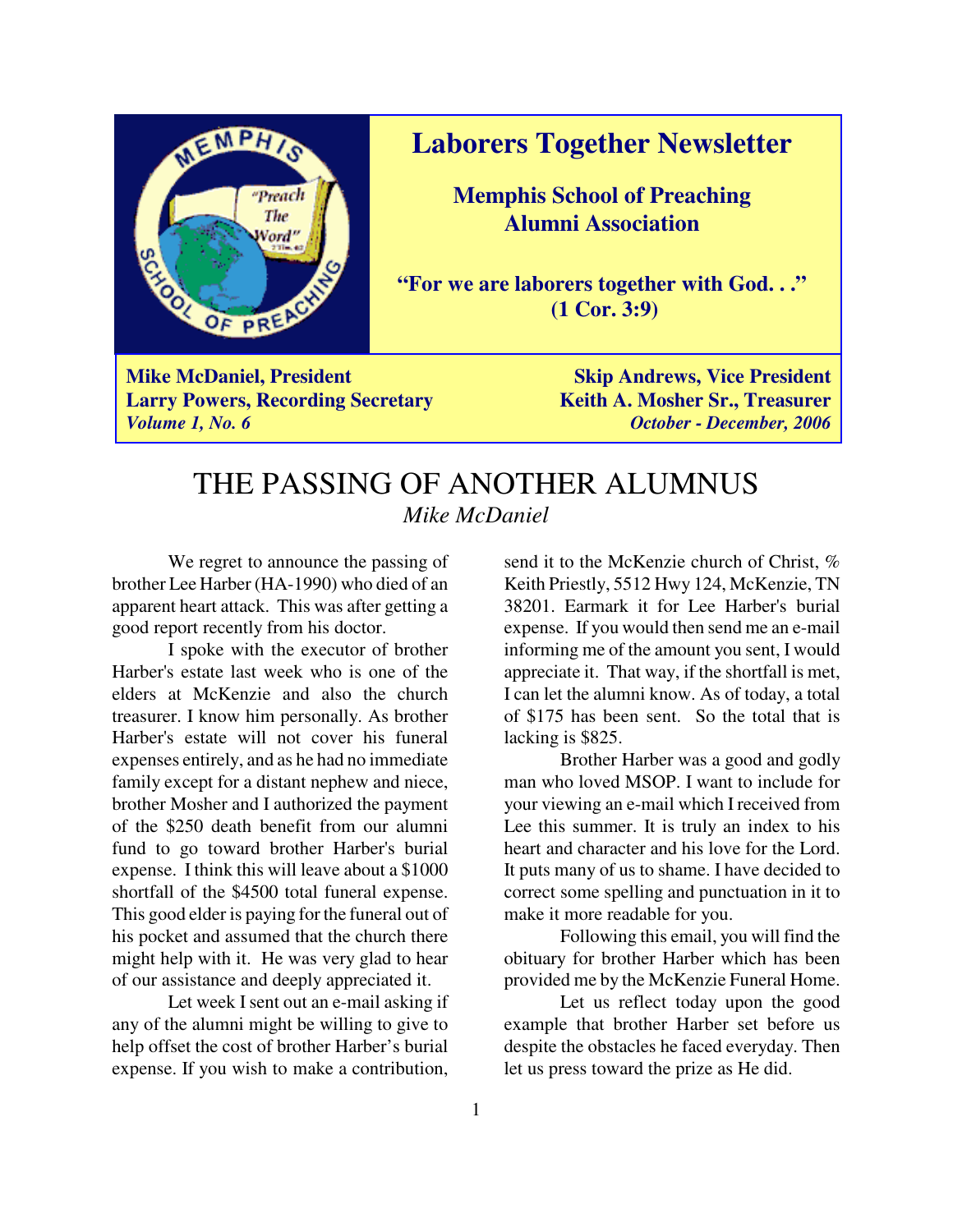# Laborers Together Newsletter

## Memphis School of Preaching Alumni Association

**"For we are laborers together with God. . ." (1 Cor. 3:9)**

**Mike McDaniel, President** | **Skip Andrews, Vice President**
**Larry Powers, Recording Secretary** | **Keith A. Mosher Sr., Treasurer**
***Volume 1, No. 6*** | ***October - December, 2006***

# THE PASSING OF ANOTHER ALUMNUS

*Mike McDaniel*

We regret to announce the passing of brother Lee Harber (HA-1990) who died of an apparent heart attack. This was after getting a good report recently from his doctor.

I spoke with the executor of brother Harber's estate last week who is one of the elders at McKenzie and also the church treasurer. I know him personally. As brother Harber's estate will not cover his funeral expenses entirely, and as he had no immediate family except for a distant nephew and niece, brother Mosher and I authorized the payment of the $250 death benefit from our alumni fund to go toward brother Harber's burial expense. I think this will leave about a $1000 shortfall of the $4500 total funeral expense. This good elder is paying for the funeral out of his pocket and assumed that the church there might help with it. He was very glad to hear of our assistance and deeply appreciated it.

Let week I sent out an e-mail asking if any of the alumni might be willing to give to help offset the cost of brother Harber's burial expense. If you wish to make a contribution, send it to the McKenzie church of Christ, % Keith Priestly, 5512 Hwy 124, McKenzie, TN 38201. Earmark it for Lee Harber's burial expense. If you would then send me an e-mail informing me of the amount you sent, I would appreciate it. That way, if the shortfall is met, I can let the alumni know. As of today, a total of $175 has been sent. So the total that is lacking is $825.

Brother Harber was a good and godly man who loved MSOP. I want to include for your viewing an e-mail which I received from Lee this summer. It is truly an index to his heart and character and his love for the Lord. It puts many of us to shame. I have decided to correct some spelling and punctuation in it to make it more readable for you.

Following this email, you will find the obituary for brother Harber which has been provided me by the McKenzie Funeral Home.

Let us reflect today upon the good example that brother Harber set before us despite the obstacles he faced everyday. Then let us press toward the prize as He did.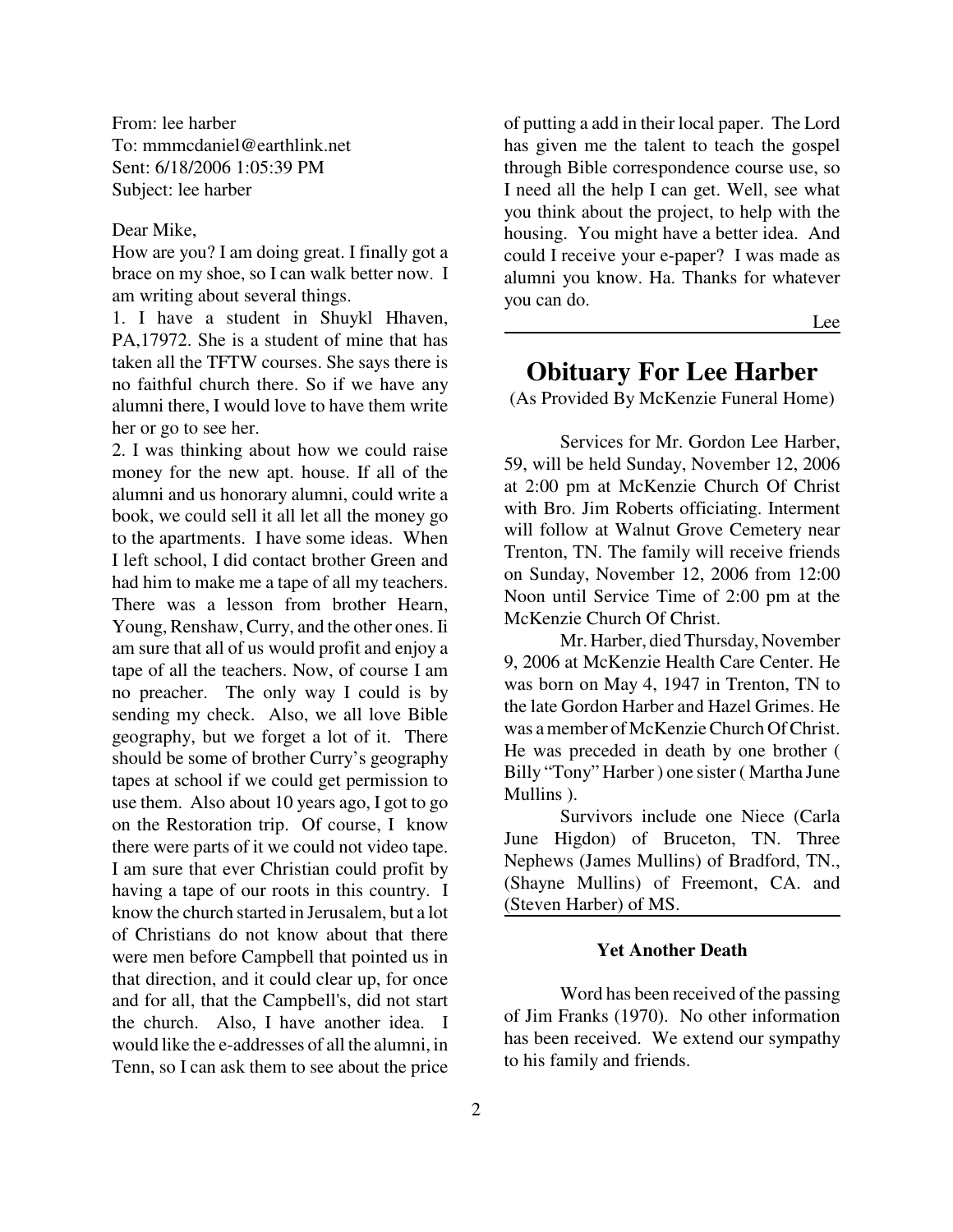From: lee harber
To: mmmcdaniel@earthlink.net
Sent: 6/18/2006 1:05:39 PM
Subject: lee harber

Dear Mike,

How are you? I am doing great. I finally got a brace on my shoe, so I can walk better now. I am writing about several things.

1. I have a student in Shuykl Hhaven, PA,17972. She is a student of mine that has taken all the TFTW courses. She says there is no faithful church there. So if we have any alumni there, I would love to have them write her or go to see her.

2. I was thinking about how we could raise money for the new apt. house. If all of the alumni and us honorary alumni, could write a book, we could sell it all let all the money go to the apartments. I have some ideas. When I left school, I did contact brother Green and had him to make me a tape of all my teachers. There was a lesson from brother Hearn, Young, Renshaw, Curry, and the other ones. Ii am sure that all of us would profit and enjoy a tape of all the teachers. Now, of course I am no preacher. The only way I could is by sending my check. Also, we all love Bible geography, but we forget a lot of it. There should be some of brother Curry's geography tapes at school if we could get permission to use them. Also about 10 years ago, I got to go on the Restoration trip. Of course, I know there were parts of it we could not video tape. I am sure that ever Christian could profit by having a tape of our roots in this country. I know the church started in Jerusalem, but a lot of Christians do not know about that there were men before Campbell that pointed us in that direction, and it could clear up, for once and for all, that the Campbell's, did not start the church. Also, I have another idea. I would like the e-addresses of all the alumni, in Tenn, so I can ask them to see about the price of putting a add in their local paper. The Lord has given me the talent to teach the gospel through Bible correspondence course use, so I need all the help I can get. Well, see what you think about the project, to help with the housing. You might have a better idea. And could I receive your e-paper? I was made as alumni you know. Ha. Thanks for whatever you can do.

Lee

---

# Obituary For Lee Harber

(As Provided By McKenzie Funeral Home)

Services for Mr. Gordon Lee Harber, 59, will be held Sunday, November 12, 2006 at 2:00 pm at McKenzie Church Of Christ with Bro. Jim Roberts officiating. Interment will follow at Walnut Grove Cemetery near Trenton, TN. The family will receive friends on Sunday, November 12, 2006 from 12:00 Noon until Service Time of 2:00 pm at the McKenzie Church Of Christ.

Mr. Harber, died Thursday, November 9, 2006 at McKenzie Health Care Center. He was born on May 4, 1947 in Trenton, TN to the late Gordon Harber and Hazel Grimes. He was a member of McKenzie Church Of Christ. He was preceded in death by one brother ( Billy "Tony" Harber ) one sister ( Martha June Mullins ).

Survivors include one Niece (Carla June Higdon) of Bruceton, TN. Three Nephews (James Mullins) of Bradford, TN., (Shayne Mullins) of Freemont, CA. and (Steven Harber) of MS.

---

### Yet Another Death

Word has been received of the passing of Jim Franks (1970). No other information has been received. We extend our sympathy to his family and friends.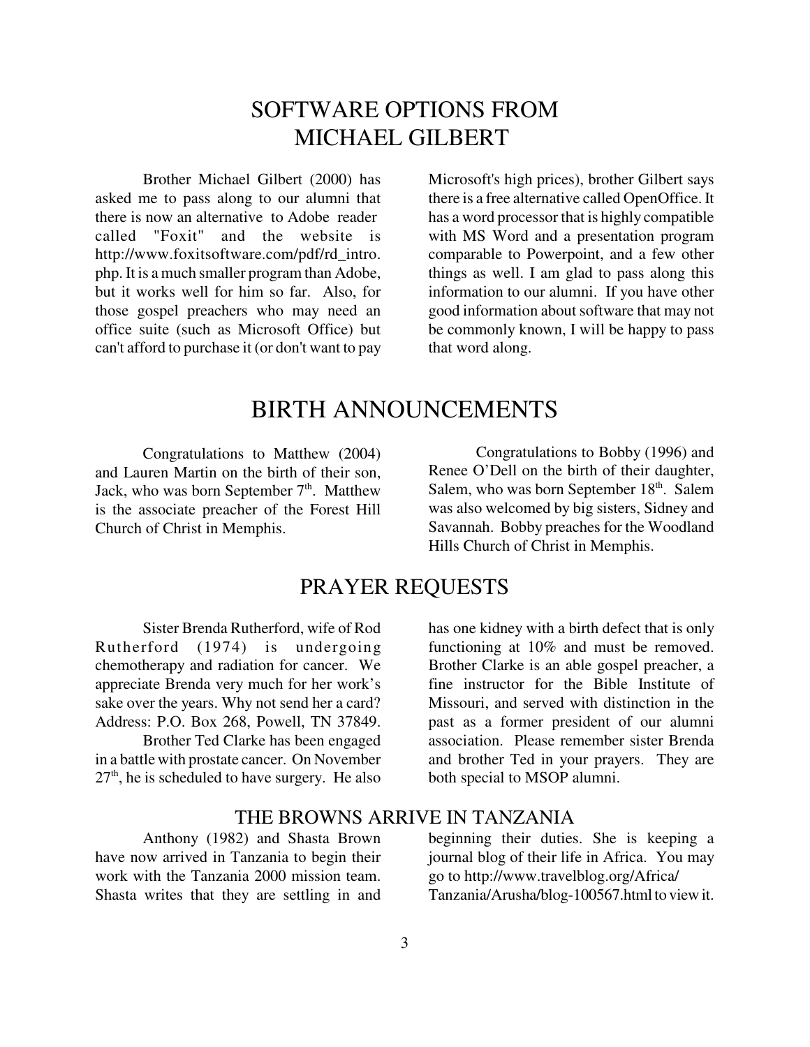# SOFTWARE OPTIONS FROM MICHAEL GILBERT

Brother Michael Gilbert (2000) has asked me to pass along to our alumni that there is now an alternative to Adobe reader called "Foxit" and the website is http://www.foxitsoftware.com/pdf/rd_intro.php. It is a much smaller program than Adobe, but it works well for him so far. Also, for those gospel preachers who may need an office suite (such as Microsoft Office) but can't afford to purchase it (or don't want to pay Microsoft's high prices), brother Gilbert says there is a free alternative called OpenOffice. It has a word processor that is highly compatible with MS Word and a presentation program comparable to Powerpoint, and a few other things as well. I am glad to pass along this information to our alumni. If you have other good information about software that may not be commonly known, I will be happy to pass that word along.

# BIRTH ANNOUNCEMENTS

Congratulations to Matthew (2004) and Lauren Martin on the birth of their son, Jack, who was born September 7th. Matthew is the associate preacher of the Forest Hill Church of Christ in Memphis.

Congratulations to Bobby (1996) and Renee O'Dell on the birth of their daughter, Salem, who was born September 18th. Salem was also welcomed by big sisters, Sidney and Savannah. Bobby preaches for the Woodland Hills Church of Christ in Memphis.

# PRAYER REQUESTS

Sister Brenda Rutherford, wife of Rod Rutherford (1974) is undergoing chemotherapy and radiation for cancer. We appreciate Brenda very much for her work's sake over the years. Why not send her a card? Address: P.O. Box 268, Powell, TN 37849.

Brother Ted Clarke has been engaged in a battle with prostate cancer. On November 27th, he is scheduled to have surgery. He also has one kidney with a birth defect that is only functioning at 10% and must be removed. Brother Clarke is an able gospel preacher, a fine instructor for the Bible Institute of Missouri, and served with distinction in the past as a former president of our alumni association. Please remember sister Brenda and brother Ted in your prayers. They are both special to MSOP alumni.

## THE BROWNS ARRIVE IN TANZANIA

Anthony (1982) and Shasta Brown have now arrived in Tanzania to begin their work with the Tanzania 2000 mission team. Shasta writes that they are settling in and beginning their duties. She is keeping a journal blog of their life in Africa. You may go to http://www.travelblog.org/Africa/Tanzania/Arusha/blog-100567.html to view it.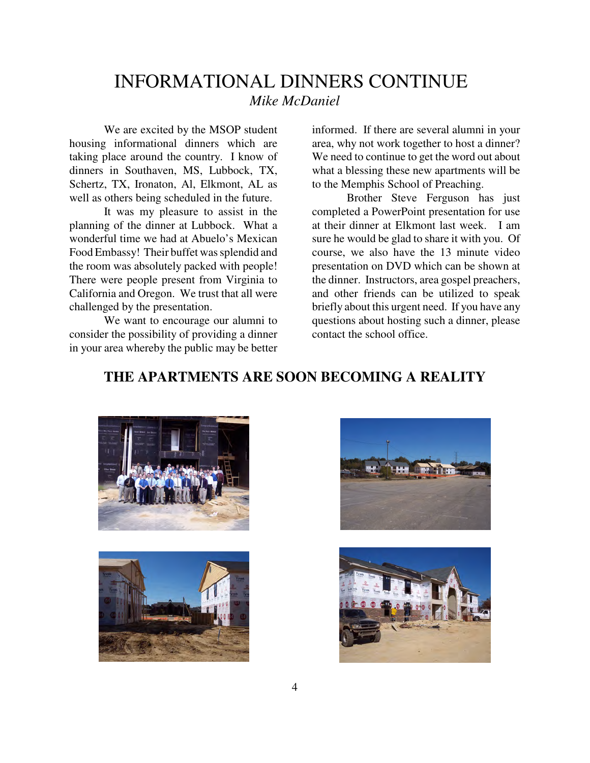# INFORMATIONAL DINNERS CONTINUE

*Mike McDaniel*

We are excited by the MSOP student housing informational dinners which are taking place around the country. I know of dinners in Southaven, MS, Lubbock, TX, Schertz, TX, Ironaton, Al, Elkmont, AL as well as others being scheduled in the future.

It was my pleasure to assist in the planning of the dinner at Lubbock. What a wonderful time we had at Abuelo's Mexican Food Embassy! Their buffet was splendid and the room was absolutely packed with people! There were people present from Virginia to California and Oregon. We trust that all were challenged by the presentation.

We want to encourage our alumni to consider the possibility of providing a dinner in your area whereby the public may be better informed. If there are several alumni in your area, why not work together to host a dinner? We need to continue to get the word out about what a blessing these new apartments will be to the Memphis School of Preaching.

Brother Steve Ferguson has just completed a PowerPoint presentation for use at their dinner at Elkmont last week. I am sure he would be glad to share it with you. Of course, we also have the 13 minute video presentation on DVD which can be shown at the dinner. Instructors, area gospel preachers, and other friends can be utilized to speak briefly about this urgent need. If you have any questions about hosting such a dinner, please contact the school office.

## THE APARTMENTS ARE SOON BECOMING A REALITY